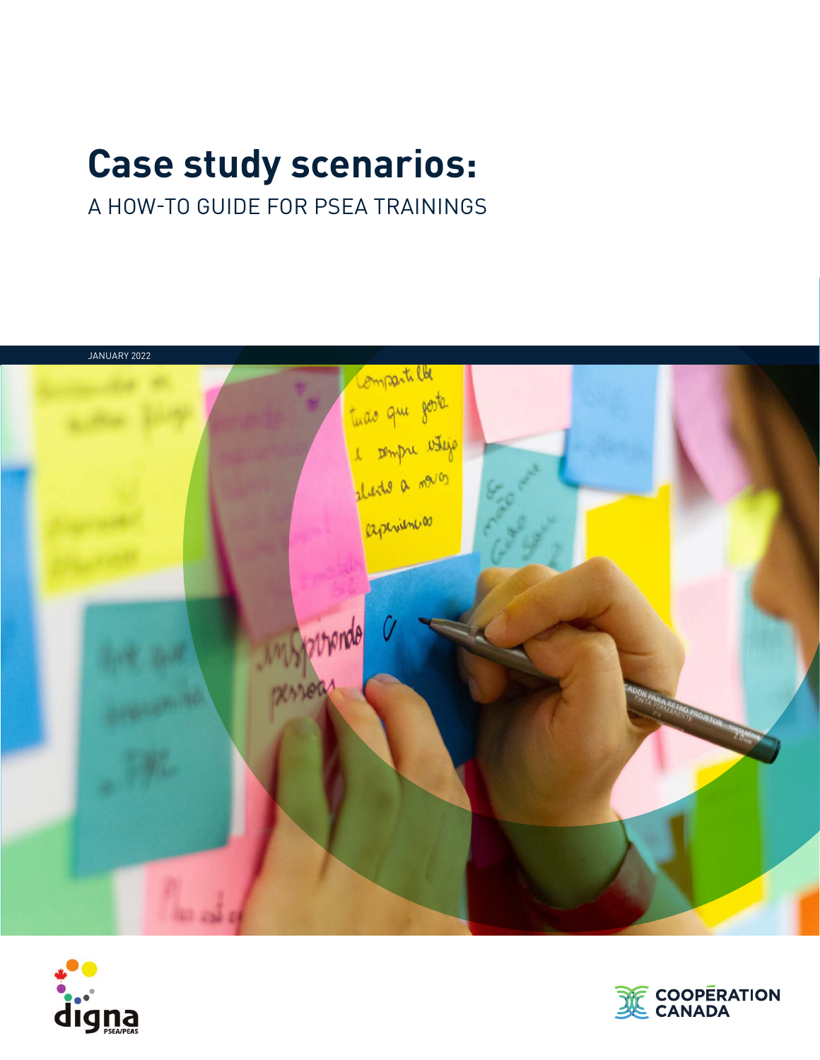# Case study scenarios:

A HOW-TO GUIDE FOR PSEA TRAININGS

JANUARY 2022

digna PSEA/PEAS

COOPÉRATION CANADA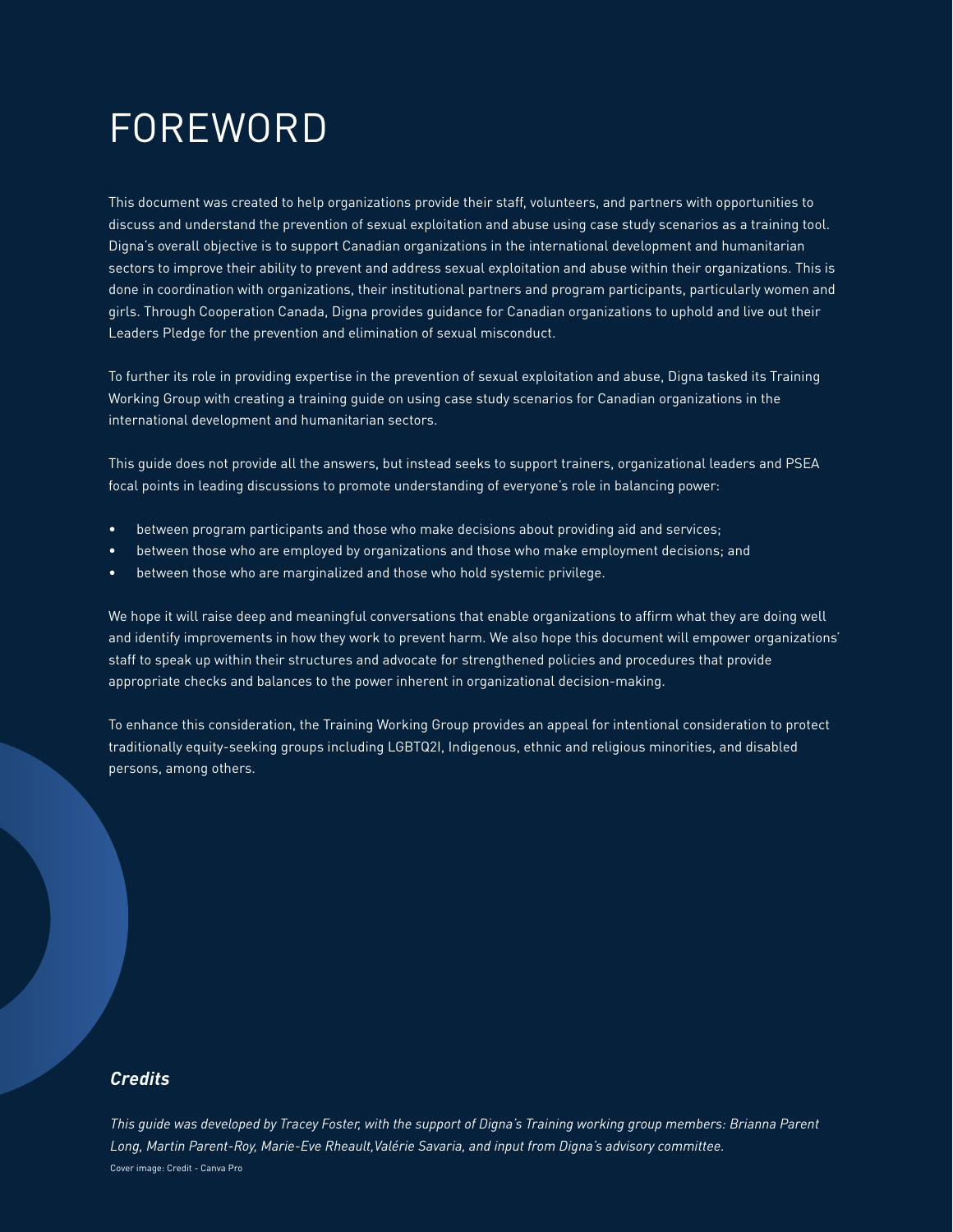# FOREWORD

This document was created to help organizations provide their staff, volunteers, and partners with opportunities to discuss and understand the prevention of sexual exploitation and abuse using case study scenarios as a training tool. Digna's overall objective is to support Canadian organizations in the international development and humanitarian sectors to improve their ability to prevent and address sexual exploitation and abuse within their organizations. This is done in coordination with organizations, their institutional partners and program participants, particularly women and girls. Through Cooperation Canada, Digna provides guidance for Canadian organizations to uphold and live out their Leaders Pledge for the prevention and elimination of sexual misconduct.

To further its role in providing expertise in the prevention of sexual exploitation and abuse, Digna tasked its Training Working Group with creating a training guide on using case study scenarios for Canadian organizations in the international development and humanitarian sectors.

This guide does not provide all the answers, but instead seeks to support trainers, organizational leaders and PSEA focal points in leading discussions to promote understanding of everyone's role in balancing power:

- between program participants and those who make decisions about providing aid and services;
- between those who are employed by organizations and those who make employment decisions; and
- between those who are marginalized and those who hold systemic privilege.

We hope it will raise deep and meaningful conversations that enable organizations to affirm what they are doing well and identify improvements in how they work to prevent harm. We also hope this document will empower organizations' staff to speak up within their structures and advocate for strengthened policies and procedures that provide appropriate checks and balances to the power inherent in organizational decision-making.

To enhance this consideration, the Training Working Group provides an appeal for intentional consideration to protect traditionally equity-seeking groups including LGBTQ2I, Indigenous, ethnic and religious minorities, and disabled persons, among others.

***Credits***

*This guide was developed by Tracey Foster, with the support of Digna's Training working group members: Brianna Parent Long, Martin Parent-Roy, Marie-Eve Rheault,Valérie Savaria, and input from Digna's advisory committee.*

Cover image: Credit - Canva Pro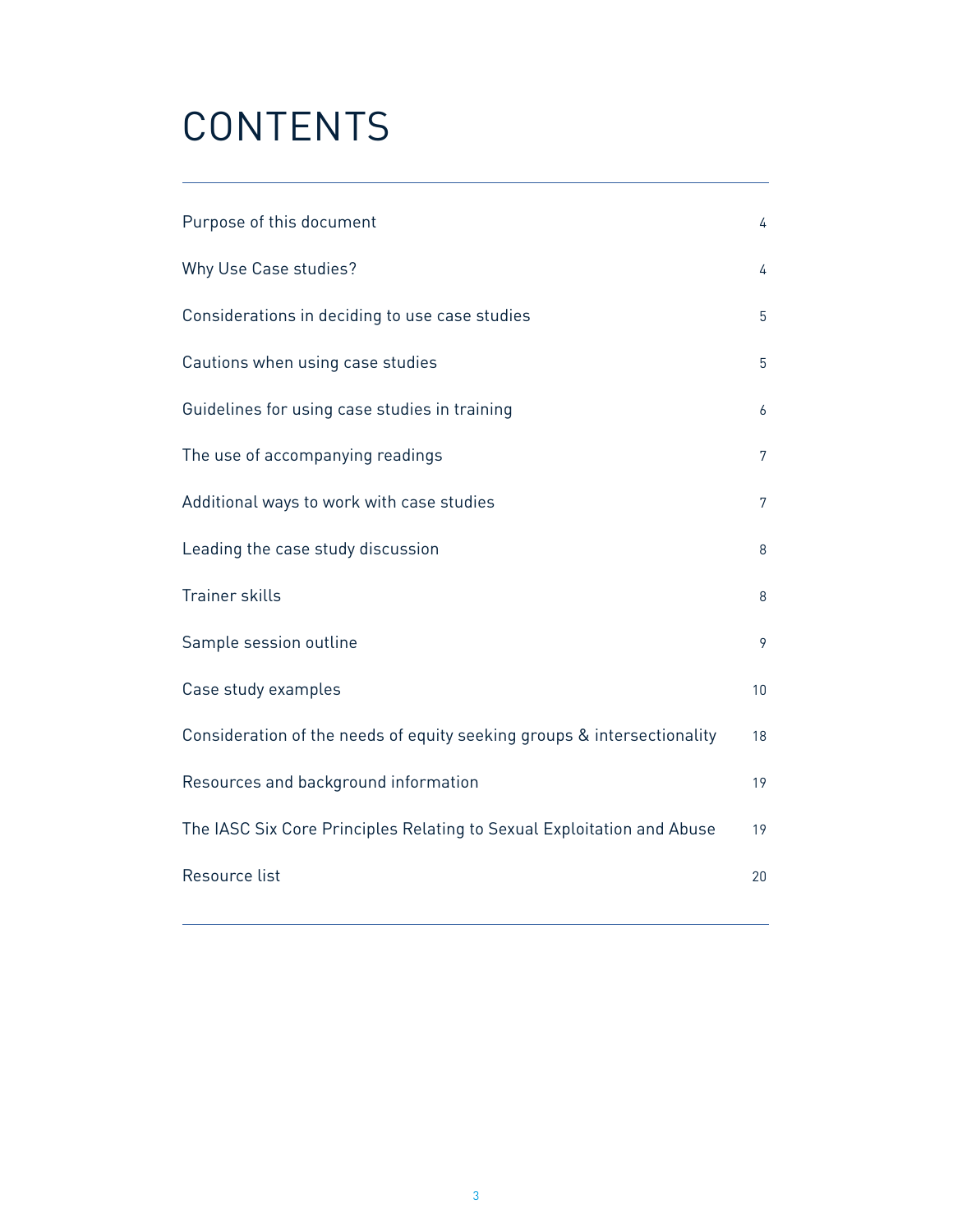# CONTENTS

| | |
|---|---|
| Purpose of this document | 4 |
| Why Use Case studies? | 4 |
| Considerations in deciding to use case studies | 5 |
| Cautions when using case studies | 5 |
| Guidelines for using case studies in training | 6 |
| The use of accompanying readings | 7 |
| Additional ways to work with case studies | 7 |
| Leading the case study discussion | 8 |
| Trainer skills | 8 |
| Sample session outline | 9 |
| Case study examples | 10 |
| Consideration of the needs of equity seeking groups & intersectionality | 18 |
| Resources and background information | 19 |
| The IASC Six Core Principles Relating to Sexual Exploitation and Abuse | 19 |
| Resource list | 20 |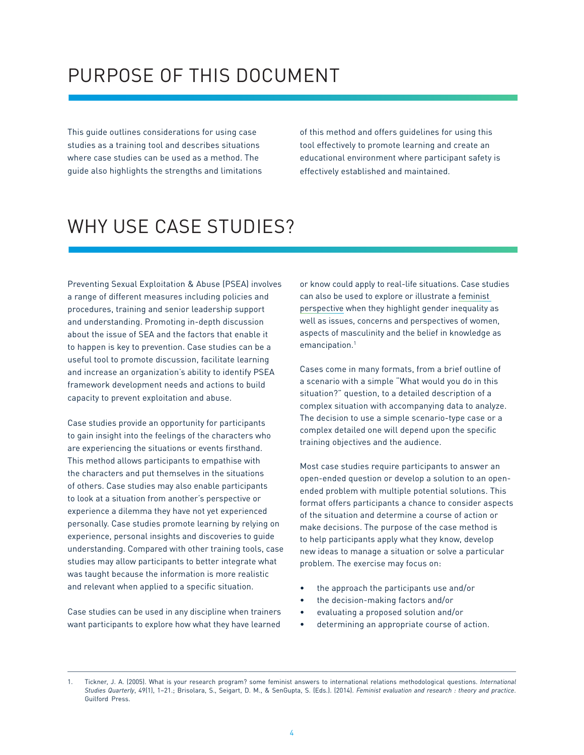# PURPOSE OF THIS DOCUMENT

This guide outlines considerations for using case studies as a training tool and describes situations where case studies can be used as a method. The guide also highlights the strengths and limitations of this method and offers guidelines for using this tool effectively to promote learning and create an educational environment where participant safety is effectively established and maintained.

# WHY USE CASE STUDIES?

Preventing Sexual Exploitation & Abuse (PSEA) involves a range of different measures including policies and procedures, training and senior leadership support and understanding. Promoting in-depth discussion about the issue of SEA and the factors that enable it to happen is key to prevention. Case studies can be a useful tool to promote discussion, facilitate learning and increase an organization's ability to identify PSEA framework development needs and actions to build capacity to prevent exploitation and abuse.

Case studies provide an opportunity for participants to gain insight into the feelings of the characters who are experiencing the situations or events firsthand. This method allows participants to empathise with the characters and put themselves in the situations of others. Case studies may also enable participants to look at a situation from another's perspective or experience a dilemma they have not yet experienced personally. Case studies promote learning by relying on experience, personal insights and discoveries to guide understanding. Compared with other training tools, case studies may allow participants to better integrate what was taught because the information is more realistic and relevant when applied to a specific situation.

Case studies can be used in any discipline when trainers want participants to explore how what they have learned or know could apply to real-life situations. Case studies can also be used to explore or illustrate a feminist perspective when they highlight gender inequality as well as issues, concerns and perspectives of women, aspects of masculinity and the belief in knowledge as emancipation.[1]

Cases come in many formats, from a brief outline of a scenario with a simple "What would you do in this situation?" question, to a detailed description of a complex situation with accompanying data to analyze. The decision to use a simple scenario-type case or a complex detailed one will depend upon the specific training objectives and the audience.

Most case studies require participants to answer an open-ended question or develop a solution to an open-ended problem with multiple potential solutions. This format offers participants a chance to consider aspects of the situation and determine a course of action or make decisions. The purpose of the case method is to help participants apply what they know, develop new ideas to manage a situation or solve a particular problem. The exercise may focus on:

- the approach the participants use and/or
- the decision-making factors and/or
- evaluating a proposed solution and/or
- determining an appropriate course of action.

---

1. Tickner, J. A. (2005). What is your research program? some feminist answers to international relations methodological questions. *International Studies Quarterly*, 49(1), 1–21.; Brisolara, S., Seigart, D. M., & SenGupta, S. (Eds.). (2014). *Feminist evaluation and research : theory and practice*. Guilford Press.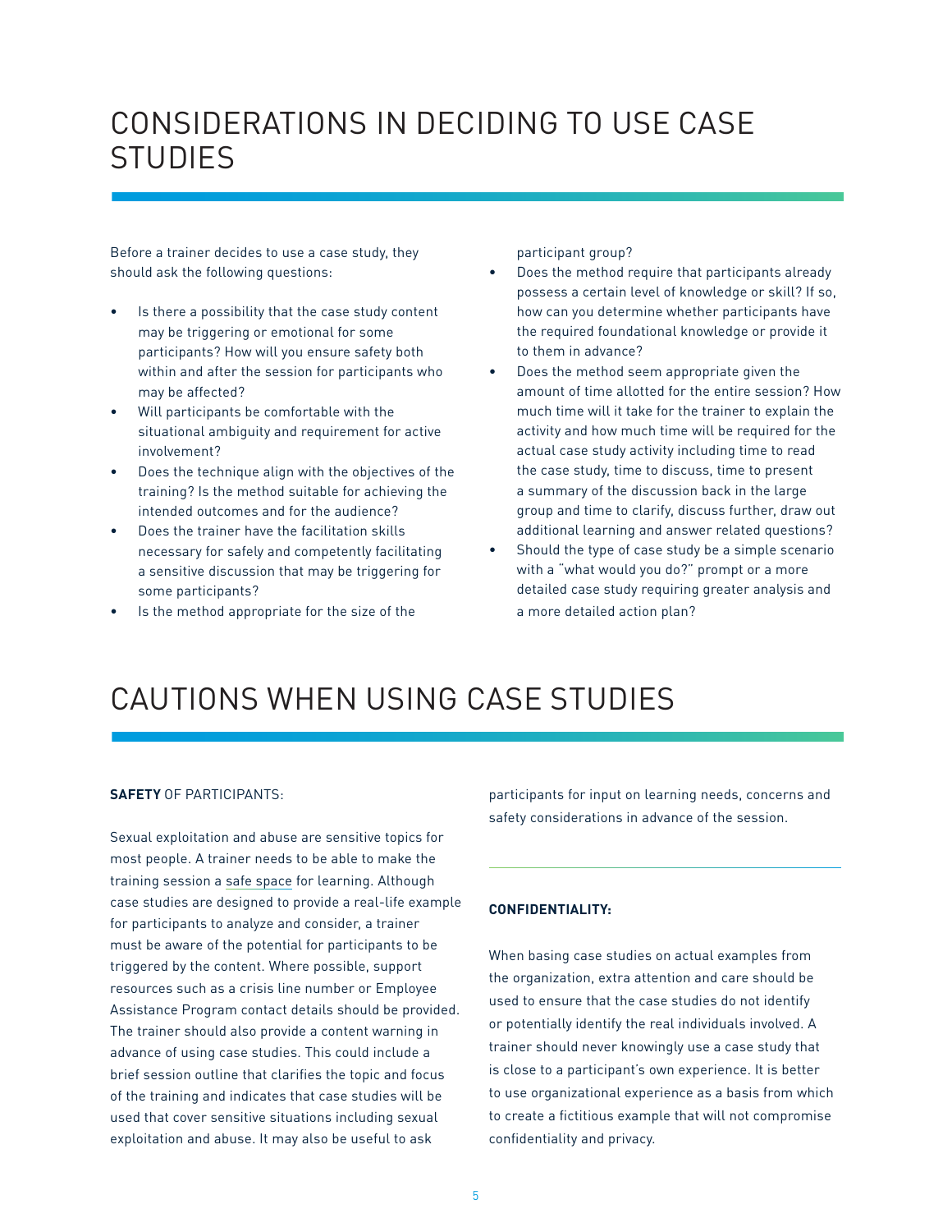# CONSIDERATIONS IN DECIDING TO USE CASE STUDIES

Before a trainer decides to use a case study, they should ask the following questions:

- Is there a possibility that the case study content may be triggering or emotional for some participants? How will you ensure safety both within and after the session for participants who may be affected?
- Will participants be comfortable with the situational ambiguity and requirement for active involvement?
- Does the technique align with the objectives of the training? Is the method suitable for achieving the intended outcomes and for the audience?
- Does the trainer have the facilitation skills necessary for safely and competently facilitating a sensitive discussion that may be triggering for some participants?
- Is the method appropriate for the size of the participant group?
- Does the method require that participants already possess a certain level of knowledge or skill? If so, how can you determine whether participants have the required foundational knowledge or provide it to them in advance?
- Does the method seem appropriate given the amount of time allotted for the entire session? How much time will it take for the trainer to explain the activity and how much time will be required for the actual case study activity including time to read the case study, time to discuss, time to present a summary of the discussion back in the large group and time to clarify, discuss further, draw out additional learning and answer related questions?
- Should the type of case study be a simple scenario with a "what would you do?" prompt or a more detailed case study requiring greater analysis and a more detailed action plan?

# CAUTIONS WHEN USING CASE STUDIES

**SAFETY** OF PARTICIPANTS:

Sexual exploitation and abuse are sensitive topics for most people. A trainer needs to be able to make the training session a safe space for learning. Although case studies are designed to provide a real-life example for participants to analyze and consider, a trainer must be aware of the potential for participants to be triggered by the content. Where possible, support resources such as a crisis line number or Employee Assistance Program contact details should be provided. The trainer should also provide a content warning in advance of using case studies. This could include a brief session outline that clarifies the topic and focus of the training and indicates that case studies will be used that cover sensitive situations including sexual exploitation and abuse. It may also be useful to ask participants for input on learning needs, concerns and safety considerations in advance of the session.

**CONFIDENTIALITY:**

When basing case studies on actual examples from the organization, extra attention and care should be used to ensure that the case studies do not identify or potentially identify the real individuals involved. A trainer should never knowingly use a case study that is close to a participant's own experience. It is better to use organizational experience as a basis from which to create a fictitious example that will not compromise confidentiality and privacy.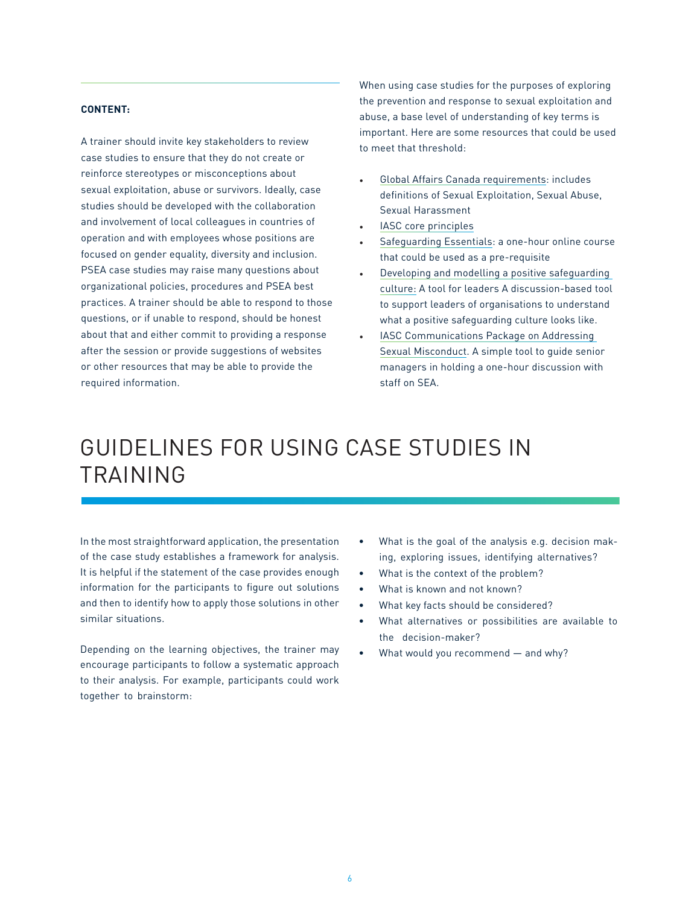**CONTENT:**

A trainer should invite key stakeholders to review case studies to ensure that they do not create or reinforce stereotypes or misconceptions about sexual exploitation, abuse or survivors. Ideally, case studies should be developed with the collaboration and involvement of local colleagues in countries of operation and with employees whose positions are focused on gender equality, diversity and inclusion. PSEA case studies may raise many questions about organizational policies, procedures and PSEA best practices. A trainer should be able to respond to those questions, or if unable to respond, should be honest about that and either commit to providing a response after the session or provide suggestions of websites or other resources that may be able to provide the required information.

When using case studies for the purposes of exploring the prevention and response to sexual exploitation and abuse, a base level of understanding of key terms is important. Here are some resources that could be used to meet that threshold:

- Global Affairs Canada requirements: includes definitions of Sexual Exploitation, Sexual Abuse, Sexual Harassment
- IASC core principles
- Safeguarding Essentials: a one-hour online course that could be used as a pre-requisite
- Developing and modelling a positive safeguarding culture: A tool for leaders A discussion-based tool to support leaders of organisations to understand what a positive safeguarding culture looks like.
- IASC Communications Package on Addressing Sexual Misconduct. A simple tool to guide senior managers in holding a one-hour discussion with staff on SEA.

# GUIDELINES FOR USING CASE STUDIES IN TRAINING

In the most straightforward application, the presentation of the case study establishes a framework for analysis. It is helpful if the statement of the case provides enough information for the participants to figure out solutions and then to identify how to apply those solutions in other similar situations.

Depending on the learning objectives, the trainer may encourage participants to follow a systematic approach to their analysis. For example, participants could work together to brainstorm:

- What is the goal of the analysis e.g. decision making, exploring issues, identifying alternatives?
- What is the context of the problem?
- What is known and not known?
- What key facts should be considered?
- What alternatives or possibilities are available to the decision-maker?
- What would you recommend — and why?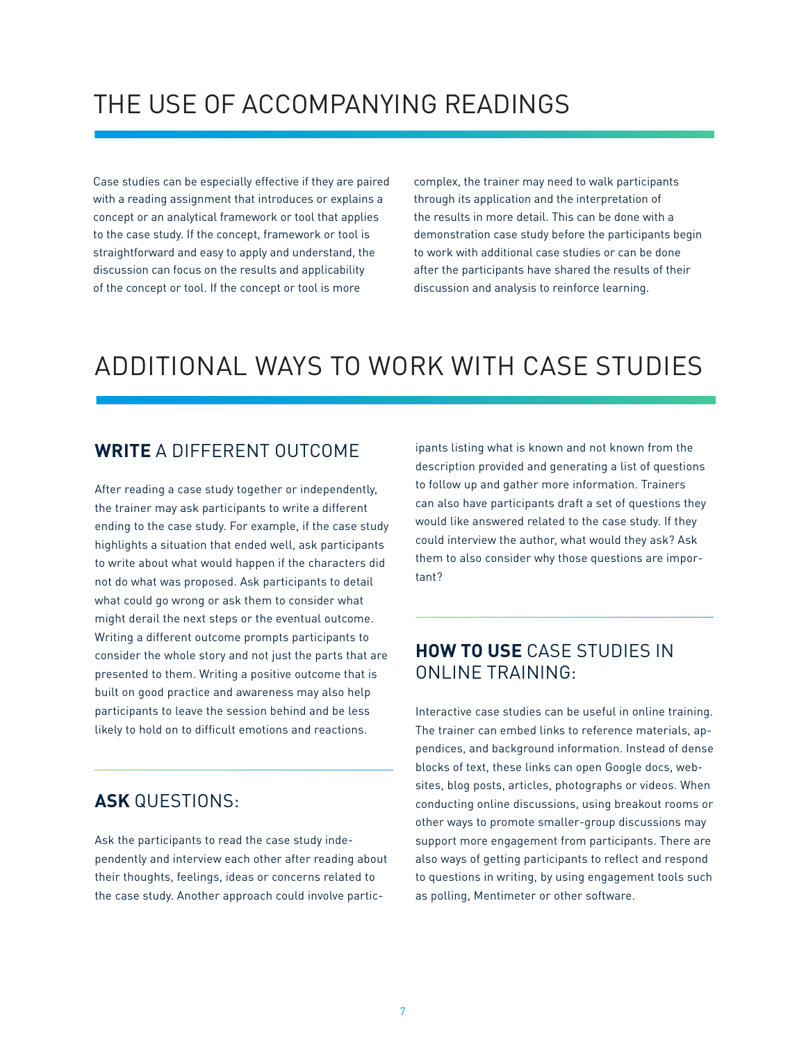# THE USE OF ACCOMPANYING READINGS

Case studies can be especially effective if they are paired with a reading assignment that introduces or explains a concept or an analytical framework or tool that applies to the case study. If the concept, framework or tool is straightforward and easy to apply and understand, the discussion can focus on the results and applicability of the concept or tool. If the concept or tool is more complex, the trainer may need to walk participants through its application and the interpretation of the results in more detail. This can be done with a demonstration case study before the participants begin to work with additional case studies or can be done after the participants have shared the results of their discussion and analysis to reinforce learning.

# ADDITIONAL WAYS TO WORK WITH CASE STUDIES

## **WRITE** A DIFFERENT OUTCOME

After reading a case study together or independently, the trainer may ask participants to write a different ending to the case study. For example, if the case study highlights a situation that ended well, ask participants to write about what would happen if the characters did not do what was proposed. Ask participants to detail what could go wrong or ask them to consider what might derail the next steps or the eventual outcome. Writing a different outcome prompts participants to consider the whole story and not just the parts that are presented to them. Writing a positive outcome that is built on good practice and awareness may also help participants to leave the session behind and be less likely to hold on to difficult emotions and reactions.

## **ASK** QUESTIONS:

Ask the participants to read the case study independently and interview each other after reading about their thoughts, feelings, ideas or concerns related to the case study. Another approach could involve participants listing what is known and not known from the description provided and generating a list of questions to follow up and gather more information. Trainers can also have participants draft a set of questions they would like answered related to the case study. If they could interview the author, what would they ask? Ask them to also consider why those questions are important?

## **HOW TO USE** CASE STUDIES IN ONLINE TRAINING:

Interactive case studies can be useful in online training. The trainer can embed links to reference materials, appendices, and background information. Instead of dense blocks of text, these links can open Google docs, websites, blog posts, articles, photographs or videos. When conducting online discussions, using breakout rooms or other ways to promote smaller-group discussions may support more engagement from participants. There are also ways of getting participants to reflect and respond to questions in writing, by using engagement tools such as polling, Mentimeter or other software.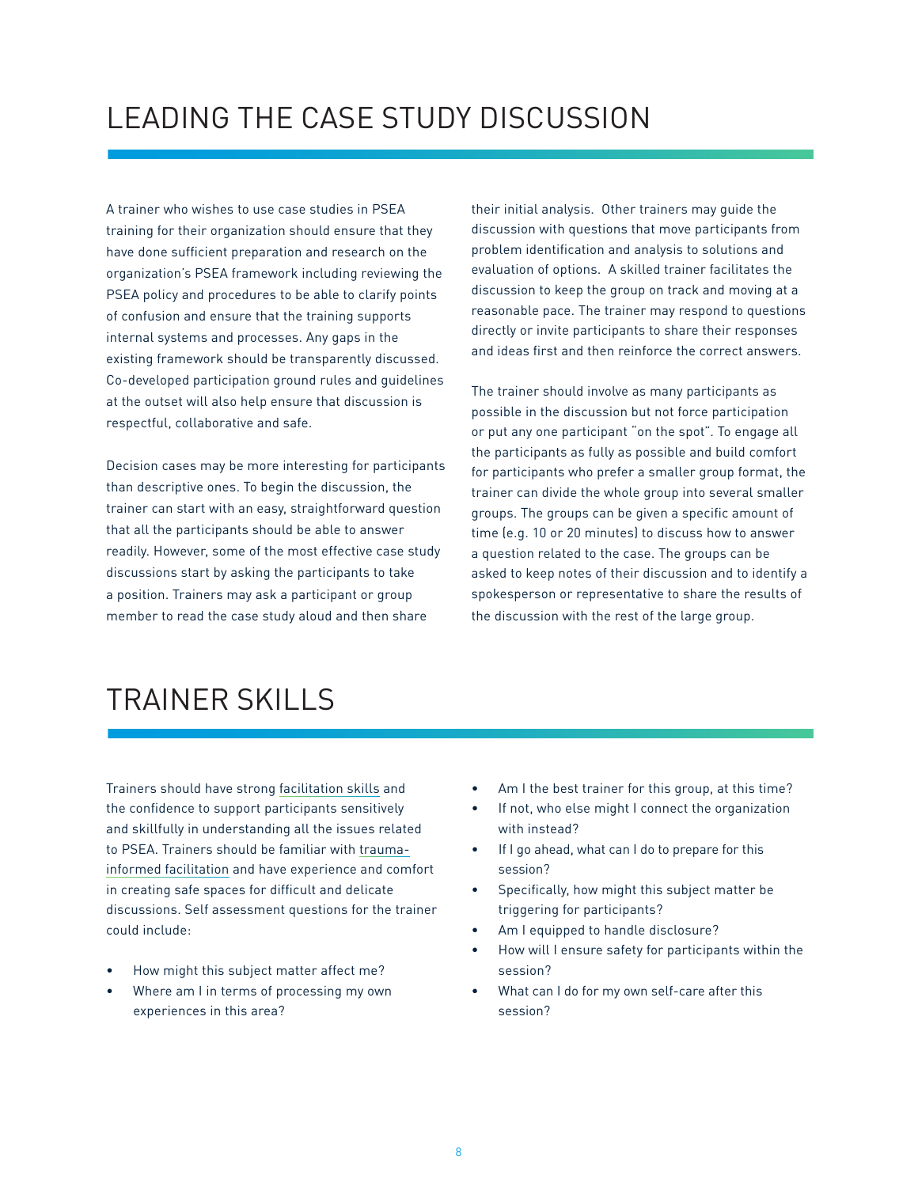# LEADING THE CASE STUDY DISCUSSION

A trainer who wishes to use case studies in PSEA training for their organization should ensure that they have done sufficient preparation and research on the organization's PSEA framework including reviewing the PSEA policy and procedures to be able to clarify points of confusion and ensure that the training supports internal systems and processes. Any gaps in the existing framework should be transparently discussed. Co-developed participation ground rules and guidelines at the outset will also help ensure that discussion is respectful, collaborative and safe.

Decision cases may be more interesting for participants than descriptive ones. To begin the discussion, the trainer can start with an easy, straightforward question that all the participants should be able to answer readily. However, some of the most effective case study discussions start by asking the participants to take a position. Trainers may ask a participant or group member to read the case study aloud and then share their initial analysis. Other trainers may guide the discussion with questions that move participants from problem identification and analysis to solutions and evaluation of options. A skilled trainer facilitates the discussion to keep the group on track and moving at a reasonable pace. The trainer may respond to questions directly or invite participants to share their responses and ideas first and then reinforce the correct answers.

The trainer should involve as many participants as possible in the discussion but not force participation or put any one participant "on the spot". To engage all the participants as fully as possible and build comfort for participants who prefer a smaller group format, the trainer can divide the whole group into several smaller groups. The groups can be given a specific amount of time (e.g. 10 or 20 minutes) to discuss how to answer a question related to the case. The groups can be asked to keep notes of their discussion and to identify a spokesperson or representative to share the results of the discussion with the rest of the large group.

# TRAINER SKILLS

Trainers should have strong facilitation skills and the confidence to support participants sensitively and skillfully in understanding all the issues related to PSEA. Trainers should be familiar with trauma-informed facilitation and have experience and comfort in creating safe spaces for difficult and delicate discussions. Self assessment questions for the trainer could include:

- How might this subject matter affect me?
- Where am I in terms of processing my own experiences in this area?
- Am I the best trainer for this group, at this time?
- If not, who else might I connect the organization with instead?
- If I go ahead, what can I do to prepare for this session?
- Specifically, how might this subject matter be triggering for participants?
- Am I equipped to handle disclosure?
- How will I ensure safety for participants within the session?
- What can I do for my own self-care after this session?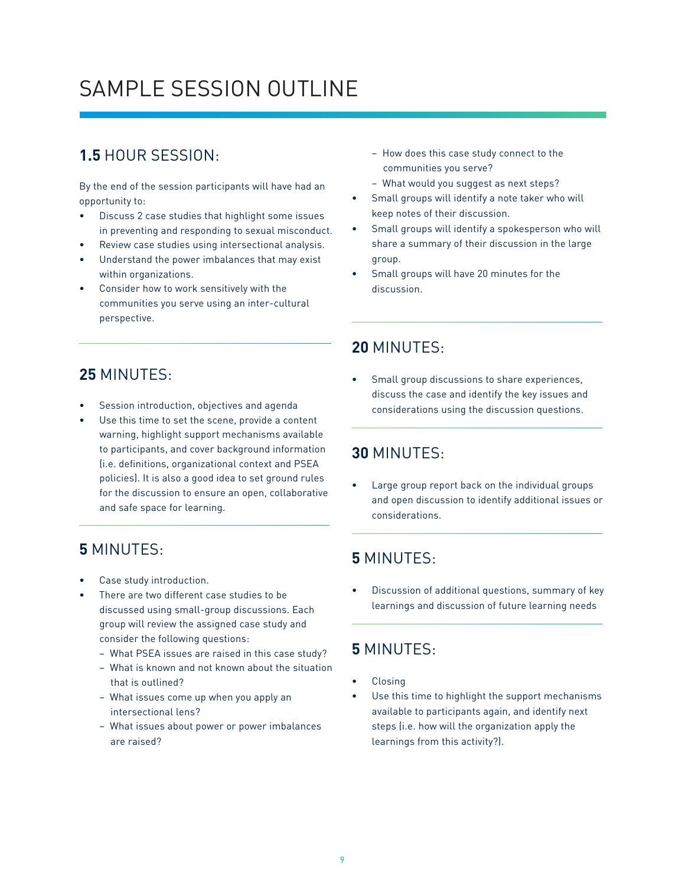# SAMPLE SESSION OUTLINE

## **1.5** HOUR SESSION:

By the end of the session participants will have had an opportunity to:

- Discuss 2 case studies that highlight some issues in preventing and responding to sexual misconduct.
- Review case studies using intersectional analysis.
- Understand the power imbalances that may exist within organizations.
- Consider how to work sensitively with the communities you serve using an inter-cultural perspective.

## **25** MINUTES:

- Session introduction, objectives and agenda
- Use this time to set the scene, provide a content warning, highlight support mechanisms available to participants, and cover background information (i.e. definitions, organizational context and PSEA policies). It is also a good idea to set ground rules for the discussion to ensure an open, collaborative and safe space for learning.

## **5** MINUTES:

- Case study introduction.
- There are two different case studies to be discussed using small-group discussions. Each group will review the assigned case study and consider the following questions:
  - What PSEA issues are raised in this case study?
  - What is known and not known about the situation that is outlined?
  - What issues come up when you apply an intersectional lens?
  - What issues about power or power imbalances are raised?
  - How does this case study connect to the communities you serve?
  - What would you suggest as next steps?
- Small groups will identify a note taker who will keep notes of their discussion.
- Small groups will identify a spokesperson who will share a summary of their discussion in the large group.
- Small groups will have 20 minutes for the discussion.

## **20** MINUTES:

- Small group discussions to share experiences, discuss the case and identify the key issues and considerations using the discussion questions.

## **30** MINUTES:

- Large group report back on the individual groups and open discussion to identify additional issues or considerations.

## **5** MINUTES:

- Discussion of additional questions, summary of key learnings and discussion of future learning needs

## **5** MINUTES:

- Closing
- Use this time to highlight the support mechanisms available to participants again, and identify next steps (i.e. how will the organization apply the learnings from this activity?).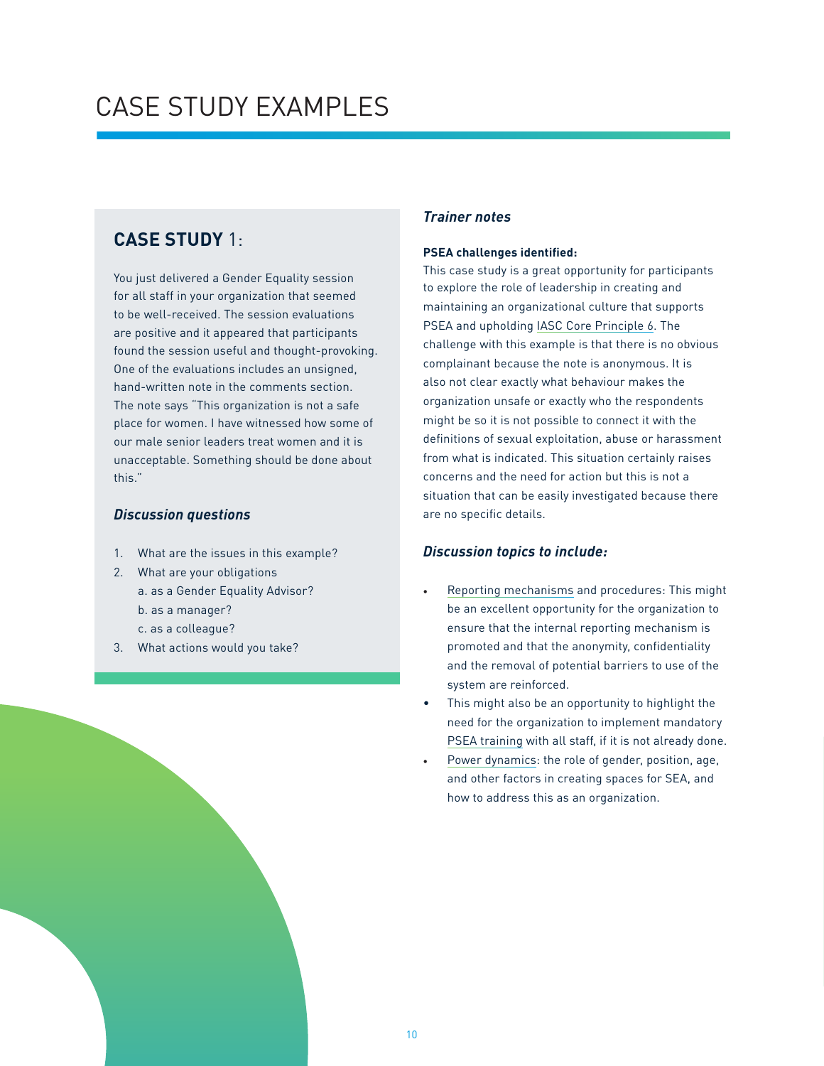# CASE STUDY EXAMPLES

## **CASE STUDY** 1:

You just delivered a Gender Equality session for all staff in your organization that seemed to be well-received. The session evaluations are positive and it appeared that participants found the session useful and thought-provoking. One of the evaluations includes an unsigned, hand-written note in the comments section. The note says "This organization is not a safe place for women. I have witnessed how some of our male senior leaders treat women and it is unacceptable. Something should be done about this."

### *Discussion questions*

1. What are the issues in this example?
2. What are your obligations
   a. as a Gender Equality Advisor?
   b. as a manager?
   c. as a colleague?
3. What actions would you take?

### *Trainer notes*

**PSEA challenges identified:**

This case study is a great opportunity for participants to explore the role of leadership in creating and maintaining an organizational culture that supports PSEA and upholding IASC Core Principle 6. The challenge with this example is that there is no obvious complainant because the note is anonymous. It is also not clear exactly what behaviour makes the organization unsafe or exactly who the respondents might be so it is not possible to connect it with the definitions of sexual exploitation, abuse or harassment from what is indicated. This situation certainly raises concerns and the need for action but this is not a situation that can be easily investigated because there are no specific details.

### *Discussion topics to include:*

- Reporting mechanisms and procedures: This might be an excellent opportunity for the organization to ensure that the internal reporting mechanism is promoted and that the anonymity, confidentiality and the removal of potential barriers to use of the system are reinforced.
- This might also be an opportunity to highlight the need for the organization to implement mandatory PSEA training with all staff, if it is not already done.
- Power dynamics: the role of gender, position, age, and other factors in creating spaces for SEA, and how to address this as an organization.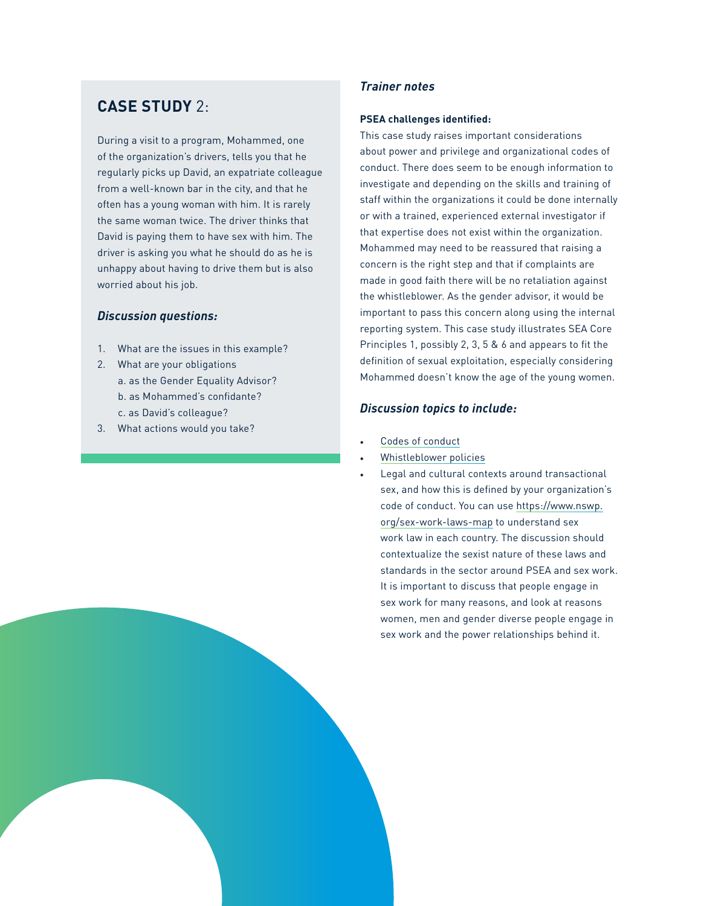## **CASE STUDY** 2:

During a visit to a program, Mohammed, one of the organization's drivers, tells you that he regularly picks up David, an expatriate colleague from a well-known bar in the city, and that he often has a young woman with him. It is rarely the same woman twice. The driver thinks that David is paying them to have sex with him. The driver is asking you what he should do as he is unhappy about having to drive them but is also worried about his job.

### *Discussion questions:*

1. What are the issues in this example?
2. What are your obligations
   a. as the Gender Equality Advisor?
   b. as Mohammed's confidante?
   c. as David's colleague?
3. What actions would you take?

### *Trainer notes*

**PSEA challenges identified:**

This case study raises important considerations about power and privilege and organizational codes of conduct. There does seem to be enough information to investigate and depending on the skills and training of staff within the organizations it could be done internally or with a trained, experienced external investigator if that expertise does not exist within the organization. Mohammed may need to be reassured that raising a concern is the right step and that if complaints are made in good faith there will be no retaliation against the whistleblower. As the gender advisor, it would be important to pass this concern along using the internal reporting system. This case study illustrates SEA Core Principles 1, possibly 2, 3, 5 & 6 and appears to fit the definition of sexual exploitation, especially considering Mohammed doesn't know the age of the young women.

### *Discussion topics to include:*

- Codes of conduct
- Whistleblower policies
- Legal and cultural contexts around transactional sex, and how this is defined by your organization's code of conduct. You can use https://www.nswp.org/sex-work-laws-map to understand sex work law in each country. The discussion should contextualize the sexist nature of these laws and standards in the sector around PSEA and sex work. It is important to discuss that people engage in sex work for many reasons, and look at reasons women, men and gender diverse people engage in sex work and the power relationships behind it.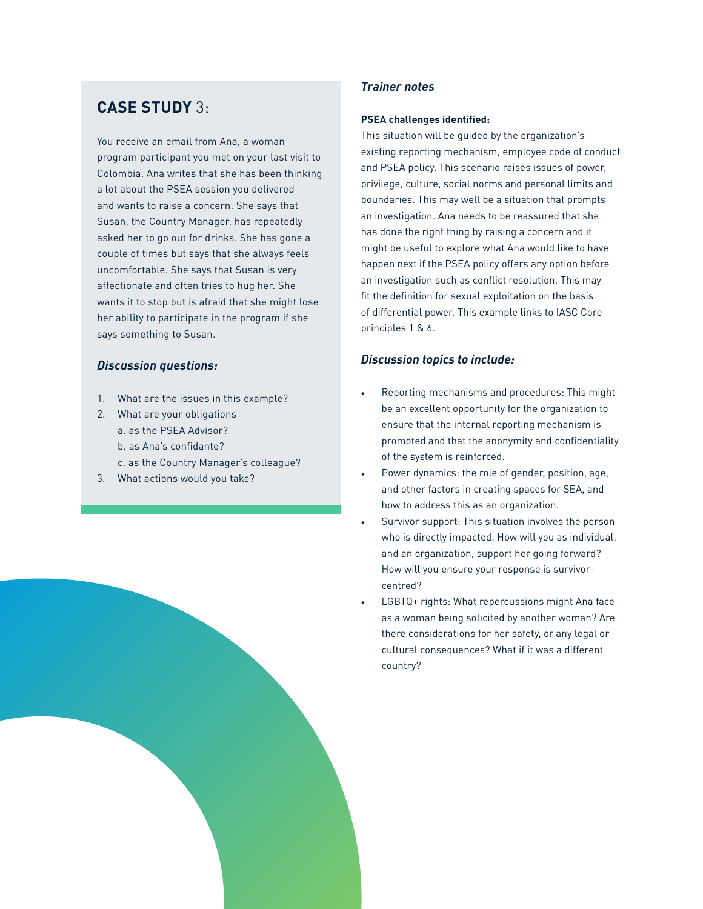## **CASE STUDY** 3:

You receive an email from Ana, a woman program participant you met on your last visit to Colombia. Ana writes that she has been thinking a lot about the PSEA session you delivered and wants to raise a concern. She says that Susan, the Country Manager, has repeatedly asked her to go out for drinks. She has gone a couple of times but says that she always feels uncomfortable. She says that Susan is very affectionate and often tries to hug her. She wants it to stop but is afraid that she might lose her ability to participate in the program if she says something to Susan.

### *Discussion questions:*

1. What are the issues in this example?
2. What are your obligations
   a. as the PSEA Advisor?
   b. as Ana's confidante?
   c. as the Country Manager's colleague?
3. What actions would you take?

### *Trainer notes*

**PSEA challenges identified:**

This situation will be guided by the organization's existing reporting mechanism, employee code of conduct and PSEA policy. This scenario raises issues of power, privilege, culture, social norms and personal limits and boundaries. This may well be a situation that prompts an investigation. Ana needs to be reassured that she has done the right thing by raising a concern and it might be useful to explore what Ana would like to have happen next if the PSEA policy offers any option before an investigation such as conflict resolution. This may fit the definition for sexual exploitation on the basis of differential power. This example links to IASC Core principles 1 & 6.

### *Discussion topics to include:*

- Reporting mechanisms and procedures: This might be an excellent opportunity for the organization to ensure that the internal reporting mechanism is promoted and that the anonymity and confidentiality of the system is reinforced.
- Power dynamics: the role of gender, position, age, and other factors in creating spaces for SEA, and how to address this as an organization.
- Survivor support: This situation involves the person who is directly impacted. How will you as individual, and an organization, support her going forward? How will you ensure your response is survivor-centred?
- LGBTQ+ rights: What repercussions might Ana face as a woman being solicited by another woman? Are there considerations for her safety, or any legal or cultural consequences? What if it was a different country?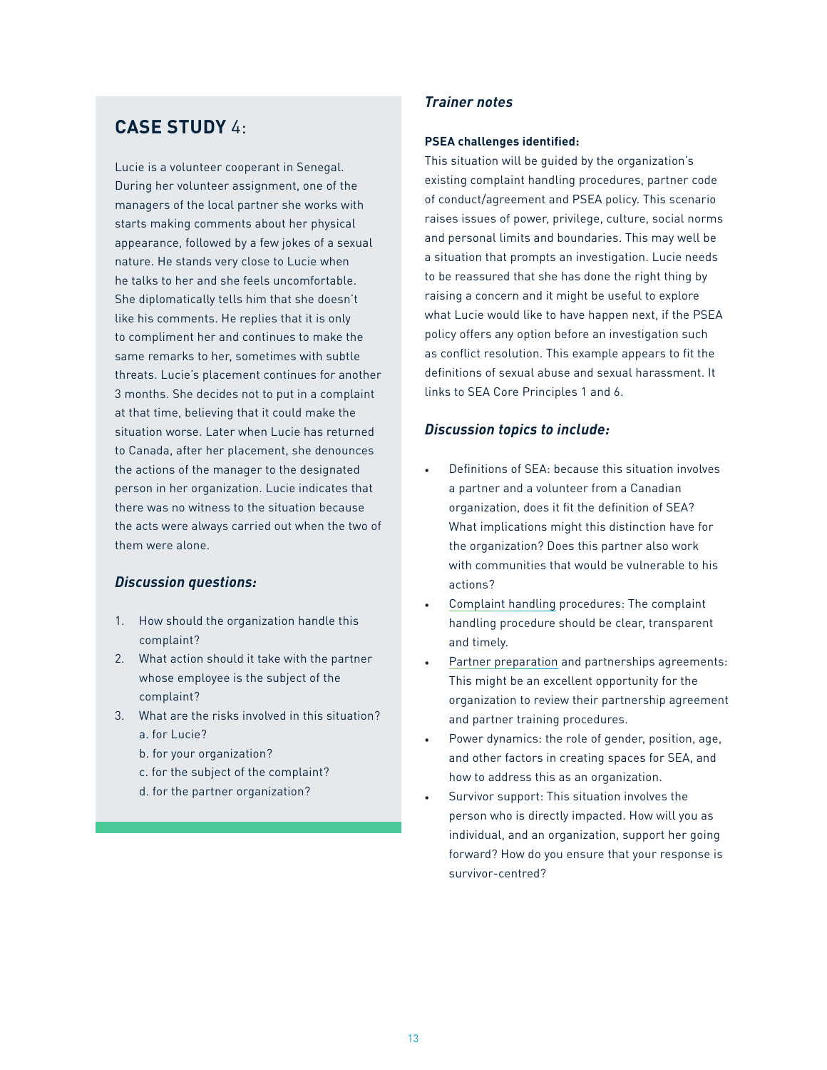## CASE STUDY 4:

Lucie is a volunteer cooperant in Senegal. During her volunteer assignment, one of the managers of the local partner she works with starts making comments about her physical appearance, followed by a few jokes of a sexual nature. He stands very close to Lucie when he talks to her and she feels uncomfortable. She diplomatically tells him that she doesn't like his comments. He replies that it is only to compliment her and continues to make the same remarks to her, sometimes with subtle threats. Lucie's placement continues for another 3 months. She decides not to put in a complaint at that time, believing that it could make the situation worse. Later when Lucie has returned to Canada, after her placement, she denounces the actions of the manager to the designated person in her organization. Lucie indicates that there was no witness to the situation because the acts were always carried out when the two of them were alone.

### *Discussion questions:*

1. How should the organization handle this complaint?
2. What action should it take with the partner whose employee is the subject of the complaint?
3. What are the risks involved in this situation?
   a. for Lucie?
   b. for your organization?
   c. for the subject of the complaint?
   d. for the partner organization?

### *Trainer notes*

**PSEA challenges identified:**

This situation will be guided by the organization's existing complaint handling procedures, partner code of conduct/agreement and PSEA policy. This scenario raises issues of power, privilege, culture, social norms and personal limits and boundaries. This may well be a situation that prompts an investigation. Lucie needs to be reassured that she has done the right thing by raising a concern and it might be useful to explore what Lucie would like to have happen next, if the PSEA policy offers any option before an investigation such as conflict resolution. This example appears to fit the definitions of sexual abuse and sexual harassment. It links to SEA Core Principles 1 and 6.

### *Discussion topics to include:*

- Definitions of SEA: because this situation involves a partner and a volunteer from a Canadian organization, does it fit the definition of SEA? What implications might this distinction have for the organization? Does this partner also work with communities that would be vulnerable to his actions?
- Complaint handling procedures: The complaint handling procedure should be clear, transparent and timely.
- Partner preparation and partnerships agreements: This might be an excellent opportunity for the organization to review their partnership agreement and partner training procedures.
- Power dynamics: the role of gender, position, age, and other factors in creating spaces for SEA, and how to address this as an organization.
- Survivor support: This situation involves the person who is directly impacted. How will you as individual, and an organization, support her going forward? How do you ensure that your response is survivor-centred?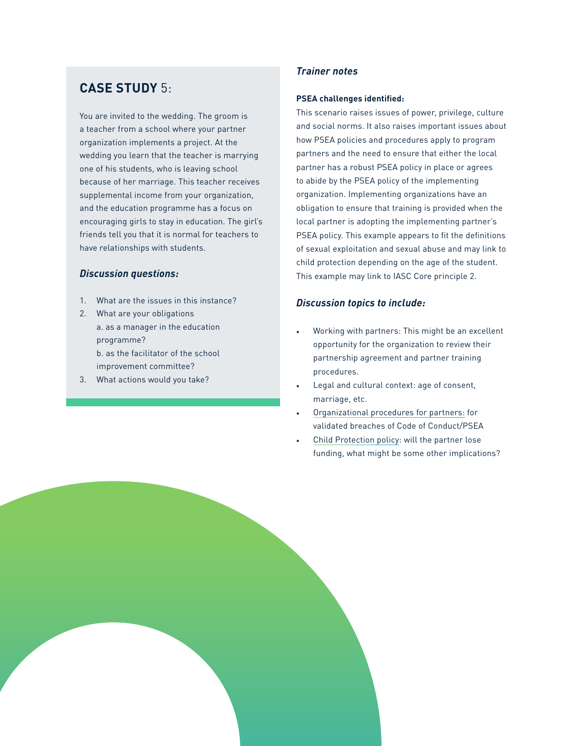## **CASE STUDY** 5:

You are invited to the wedding. The groom is a teacher from a school where your partner organization implements a project. At the wedding you learn that the teacher is marrying one of his students, who is leaving school because of her marriage. This teacher receives supplemental income from your organization, and the education programme has a focus on encouraging girls to stay in education. The girl's friends tell you that it is normal for teachers to have relationships with students.

### *Discussion questions:*

1. What are the issues in this instance?
2. What are your obligations
   a. as a manager in the education programme?
   b. as the facilitator of the school improvement committee?
3. What actions would you take?

### *Trainer notes*

**PSEA challenges identified:**

This scenario raises issues of power, privilege, culture and social norms. It also raises important issues about how PSEA policies and procedures apply to program partners and the need to ensure that either the local partner has a robust PSEA policy in place or agrees to abide by the PSEA policy of the implementing organization. Implementing organizations have an obligation to ensure that training is provided when the local partner is adopting the implementing partner's PSEA policy. This example appears to fit the definitions of sexual exploitation and sexual abuse and may link to child protection depending on the age of the student. This example may link to IASC Core principle 2.

### *Discussion topics to include:*

- Working with partners: This might be an excellent opportunity for the organization to review their partnership agreement and partner training procedures.
- Legal and cultural context: age of consent, marriage, etc.
- Organizational procedures for partners: for validated breaches of Code of Conduct/PSEA
- Child Protection policy: will the partner lose funding, what might be some other implications?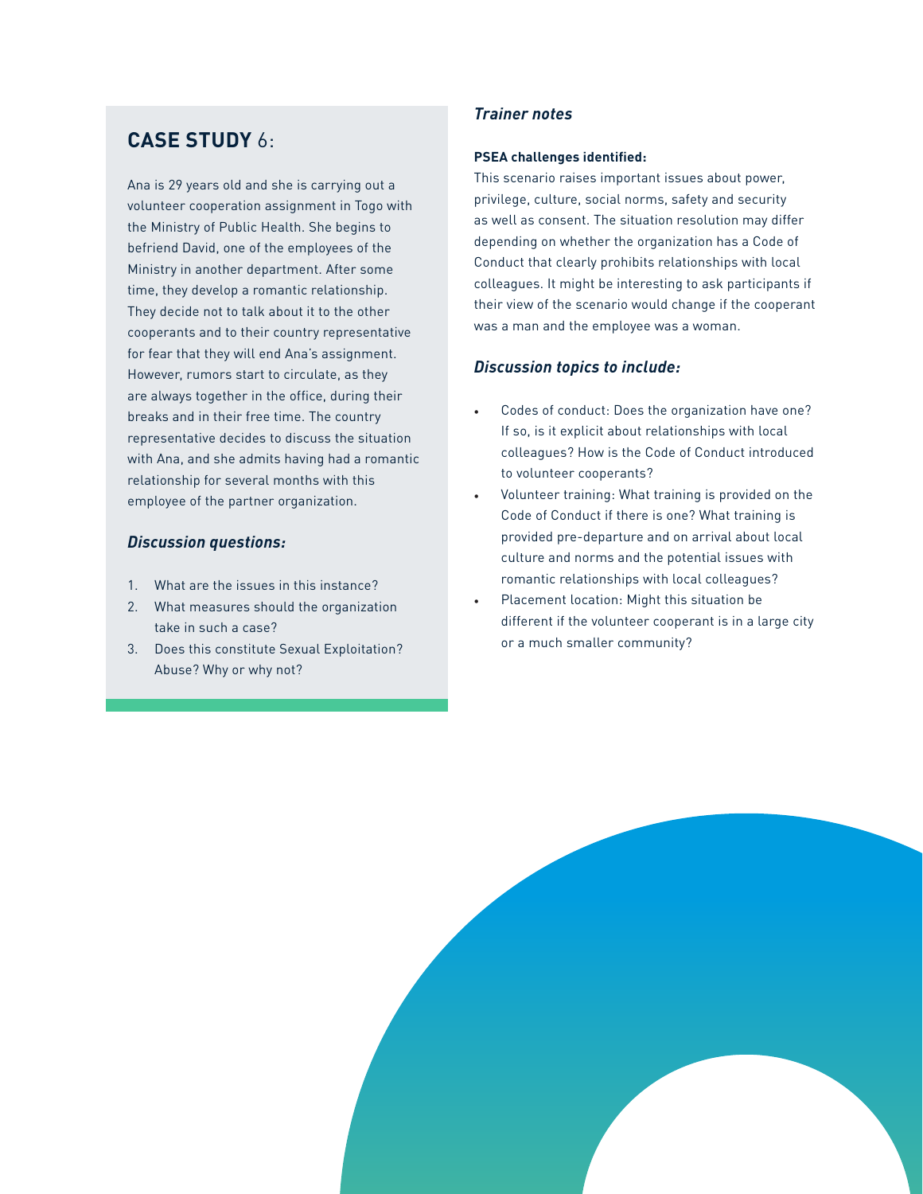## **CASE STUDY** 6:

Ana is 29 years old and she is carrying out a volunteer cooperation assignment in Togo with the Ministry of Public Health. She begins to befriend David, one of the employees of the Ministry in another department. After some time, they develop a romantic relationship. They decide not to talk about it to the other cooperants and to their country representative for fear that they will end Ana's assignment. However, rumors start to circulate, as they are always together in the office, during their breaks and in their free time. The country representative decides to discuss the situation with Ana, and she admits having had a romantic relationship for several months with this employee of the partner organization.

### *Discussion questions:*

1. What are the issues in this instance?
2. What measures should the organization take in such a case?
3. Does this constitute Sexual Exploitation? Abuse? Why or why not?

### *Trainer notes*

**PSEA challenges identified:**

This scenario raises important issues about power, privilege, culture, social norms, safety and security as well as consent. The situation resolution may differ depending on whether the organization has a Code of Conduct that clearly prohibits relationships with local colleagues. It might be interesting to ask participants if their view of the scenario would change if the cooperant was a man and the employee was a woman.

### *Discussion topics to include:*

- Codes of conduct: Does the organization have one? If so, is it explicit about relationships with local colleagues? How is the Code of Conduct introduced to volunteer cooperants?
- Volunteer training: What training is provided on the Code of Conduct if there is one? What training is provided pre-departure and on arrival about local culture and norms and the potential issues with romantic relationships with local colleagues?
- Placement location: Might this situation be different if the volunteer cooperant is in a large city or a much smaller community?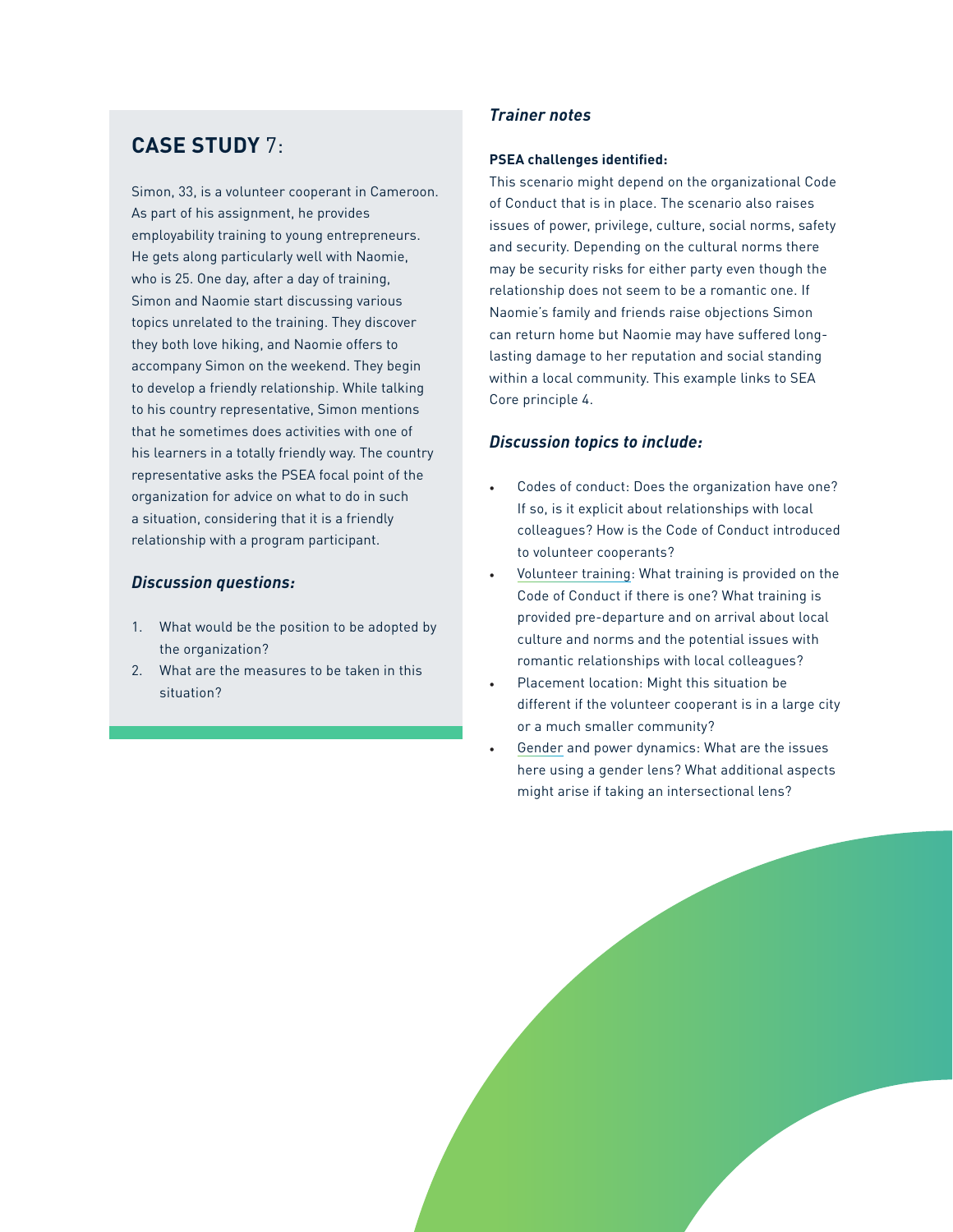## **CASE STUDY** 7:

Simon, 33, is a volunteer cooperant in Cameroon. As part of his assignment, he provides employability training to young entrepreneurs. He gets along particularly well with Naomie, who is 25. One day, after a day of training, Simon and Naomie start discussing various topics unrelated to the training. They discover they both love hiking, and Naomie offers to accompany Simon on the weekend. They begin to develop a friendly relationship. While talking to his country representative, Simon mentions that he sometimes does activities with one of his learners in a totally friendly way. The country representative asks the PSEA focal point of the organization for advice on what to do in such a situation, considering that it is a friendly relationship with a program participant.

### *Discussion questions:*

1. What would be the position to be adopted by the organization?
2. What are the measures to be taken in this situation?

### *Trainer notes*

**PSEA challenges identified:**

This scenario might depend on the organizational Code of Conduct that is in place. The scenario also raises issues of power, privilege, culture, social norms, safety and security. Depending on the cultural norms there may be security risks for either party even though the relationship does not seem to be a romantic one. If Naomie's family and friends raise objections Simon can return home but Naomie may have suffered long-lasting damage to her reputation and social standing within a local community. This example links to SEA Core principle 4.

### *Discussion topics to include:*

- Codes of conduct: Does the organization have one? If so, is it explicit about relationships with local colleagues? How is the Code of Conduct introduced to volunteer cooperants?
- Volunteer training: What training is provided on the Code of Conduct if there is one? What training is provided pre-departure and on arrival about local culture and norms and the potential issues with romantic relationships with local colleagues?
- Placement location: Might this situation be different if the volunteer cooperant is in a large city or a much smaller community?
- Gender and power dynamics: What are the issues here using a gender lens? What additional aspects might arise if taking an intersectional lens?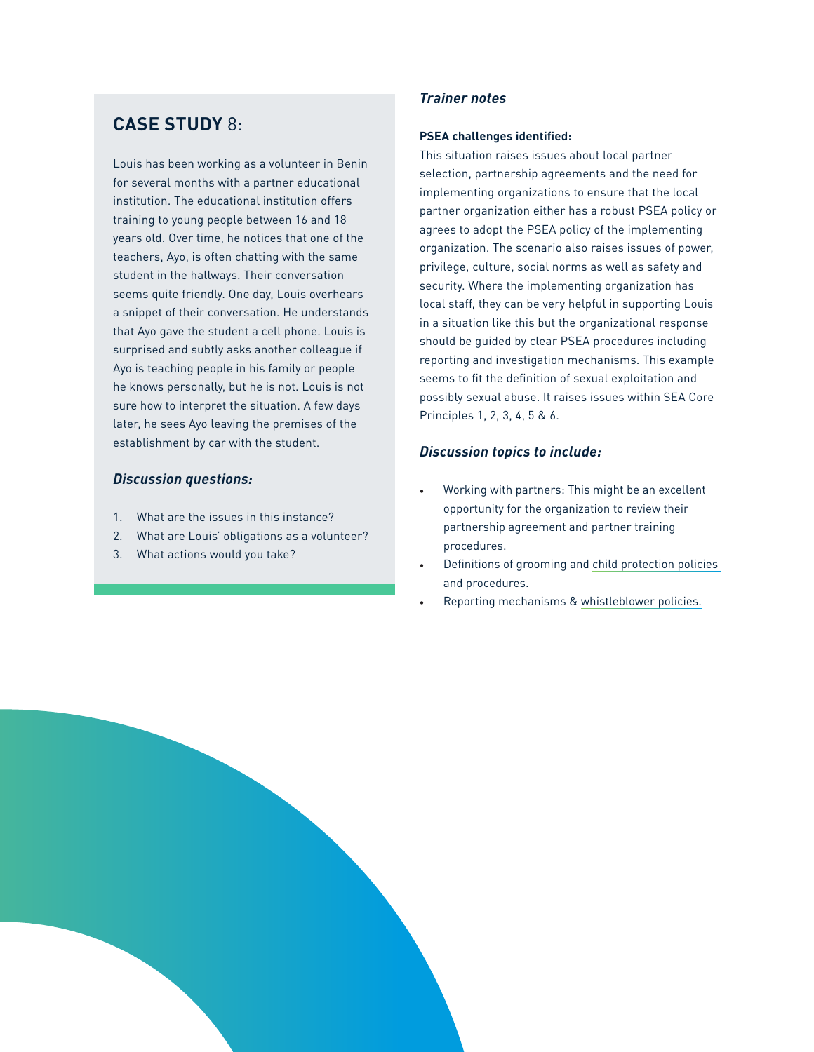## **CASE STUDY** 8:

Louis has been working as a volunteer in Benin for several months with a partner educational institution. The educational institution offers training to young people between 16 and 18 years old. Over time, he notices that one of the teachers, Ayo, is often chatting with the same student in the hallways. Their conversation seems quite friendly. One day, Louis overhears a snippet of their conversation. He understands that Ayo gave the student a cell phone. Louis is surprised and subtly asks another colleague if Ayo is teaching people in his family or people he knows personally, but he is not. Louis is not sure how to interpret the situation. A few days later, he sees Ayo leaving the premises of the establishment by car with the student.

### *Discussion questions:*

1. What are the issues in this instance?
2. What are Louis' obligations as a volunteer?
3. What actions would you take?

### *Trainer notes*

**PSEA challenges identified:**

This situation raises issues about local partner selection, partnership agreements and the need for implementing organizations to ensure that the local partner organization either has a robust PSEA policy or agrees to adopt the PSEA policy of the implementing organization. The scenario also raises issues of power, privilege, culture, social norms as well as safety and security. Where the implementing organization has local staff, they can be very helpful in supporting Louis in a situation like this but the organizational response should be guided by clear PSEA procedures including reporting and investigation mechanisms. This example seems to fit the definition of sexual exploitation and possibly sexual abuse. It raises issues within SEA Core Principles 1, 2, 3, 4, 5 & 6.

### *Discussion topics to include:*

- Working with partners: This might be an excellent opportunity for the organization to review their partnership agreement and partner training procedures.
- Definitions of grooming and child protection policies and procedures.
- Reporting mechanisms & whistleblower policies.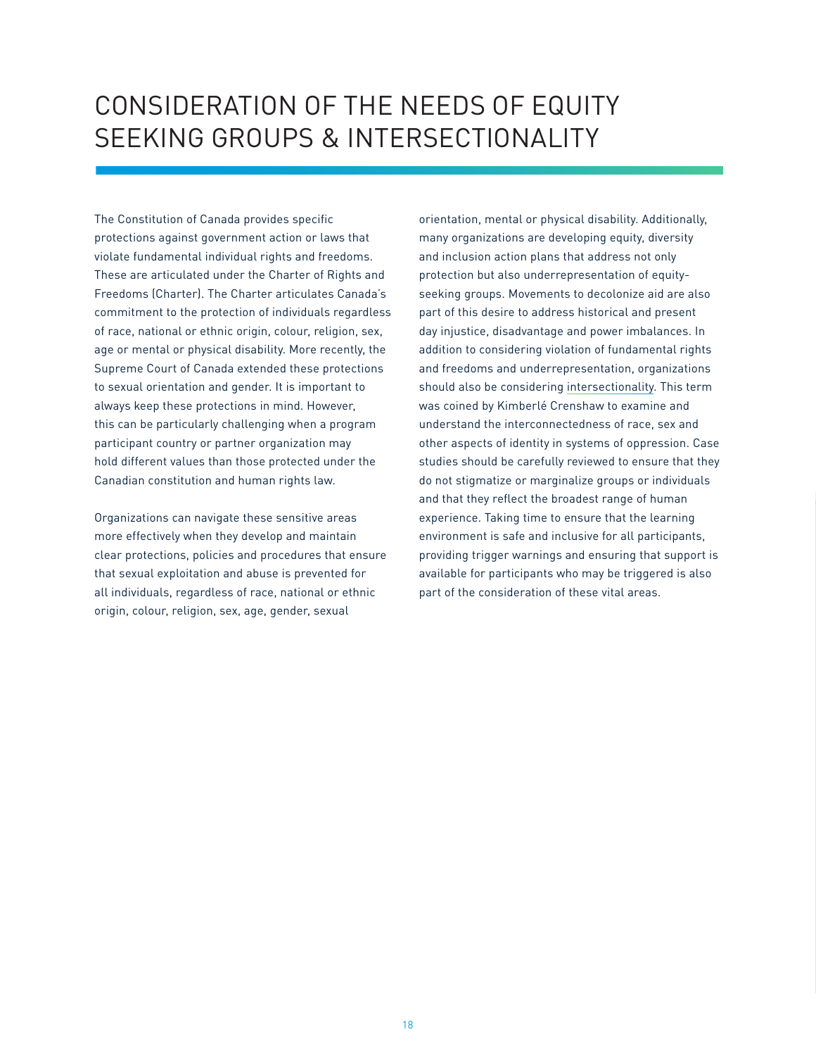# CONSIDERATION OF THE NEEDS OF EQUITY SEEKING GROUPS & INTERSECTIONALITY

The Constitution of Canada provides specific protections against government action or laws that violate fundamental individual rights and freedoms. These are articulated under the Charter of Rights and Freedoms (Charter). The Charter articulates Canada's commitment to the protection of individuals regardless of race, national or ethnic origin, colour, religion, sex, age or mental or physical disability. More recently, the Supreme Court of Canada extended these protections to sexual orientation and gender. It is important to always keep these protections in mind. However, this can be particularly challenging when a program participant country or partner organization may hold different values than those protected under the Canadian constitution and human rights law.

Organizations can navigate these sensitive areas more effectively when they develop and maintain clear protections, policies and procedures that ensure that sexual exploitation and abuse is prevented for all individuals, regardless of race, national or ethnic origin, colour, religion, sex, age, gender, sexual orientation, mental or physical disability. Additionally, many organizations are developing equity, diversity and inclusion action plans that address not only protection but also underrepresentation of equity-seeking groups. Movements to decolonize aid are also part of this desire to address historical and present day injustice, disadvantage and power imbalances. In addition to considering violation of fundamental rights and freedoms and underrepresentation, organizations should also be considering intersectionality. This term was coined by Kimberlé Crenshaw to examine and understand the interconnectedness of race, sex and other aspects of identity in systems of oppression. Case studies should be carefully reviewed to ensure that they do not stigmatize or marginalize groups or individuals and that they reflect the broadest range of human experience. Taking time to ensure that the learning environment is safe and inclusive for all participants, providing trigger warnings and ensuring that support is available for participants who may be triggered is also part of the consideration of these vital areas.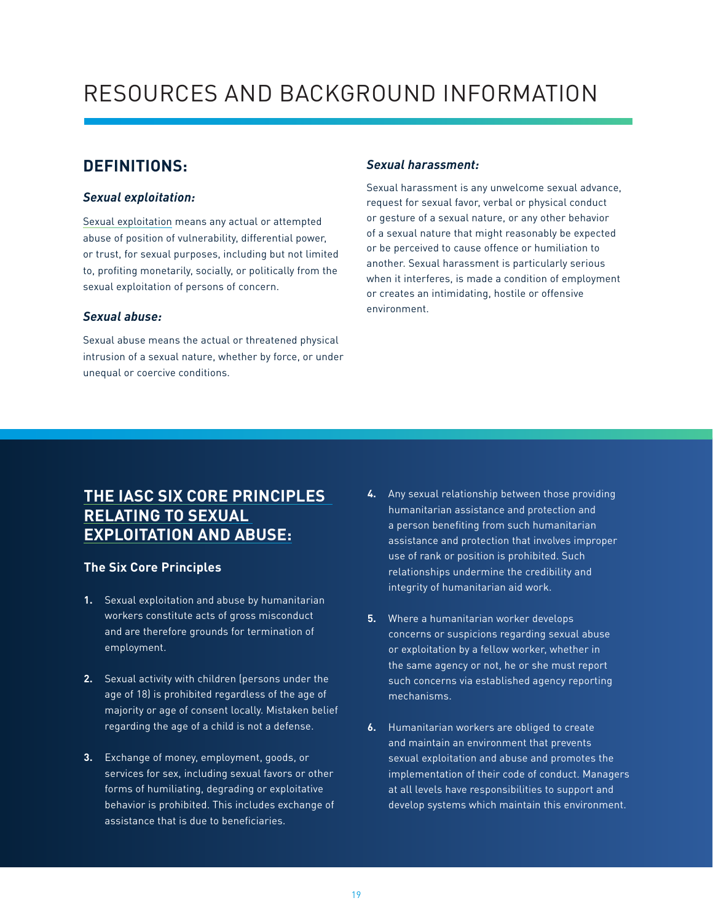# RESOURCES AND BACKGROUND INFORMATION

## DEFINITIONS:

### *Sexual exploitation:*

Sexual exploitation means any actual or attempted abuse of position of vulnerability, differential power, or trust, for sexual purposes, including but not limited to, profiting monetarily, socially, or politically from the sexual exploitation of persons of concern.

### *Sexual abuse:*

Sexual abuse means the actual or threatened physical intrusion of a sexual nature, whether by force, or under unequal or coercive conditions.

### *Sexual harassment:*

Sexual harassment is any unwelcome sexual advance, request for sexual favor, verbal or physical conduct or gesture of a sexual nature, or any other behavior of a sexual nature that might reasonably be expected or be perceived to cause offence or humiliation to another. Sexual harassment is particularly serious when it interferes, is made a condition of employment or creates an intimidating, hostile or offensive environment.

## THE IASC SIX CORE PRINCIPLES RELATING TO SEXUAL EXPLOITATION AND ABUSE:

### The Six Core Principles

1. Sexual exploitation and abuse by humanitarian workers constitute acts of gross misconduct and are therefore grounds for termination of employment.
2. Sexual activity with children (persons under the age of 18) is prohibited regardless of the age of majority or age of consent locally. Mistaken belief regarding the age of a child is not a defense.
3. Exchange of money, employment, goods, or services for sex, including sexual favors or other forms of humiliating, degrading or exploitative behavior is prohibited. This includes exchange of assistance that is due to beneficiaries.
4. Any sexual relationship between those providing humanitarian assistance and protection and a person benefiting from such humanitarian assistance and protection that involves improper use of rank or position is prohibited. Such relationships undermine the credibility and integrity of humanitarian aid work.
5. Where a humanitarian worker develops concerns or suspicions regarding sexual abuse or exploitation by a fellow worker, whether in the same agency or not, he or she must report such concerns via established agency reporting mechanisms.
6. Humanitarian workers are obliged to create and maintain an environment that prevents sexual exploitation and abuse and promotes the implementation of their code of conduct. Managers at all levels have responsibilities to support and develop systems which maintain this environment.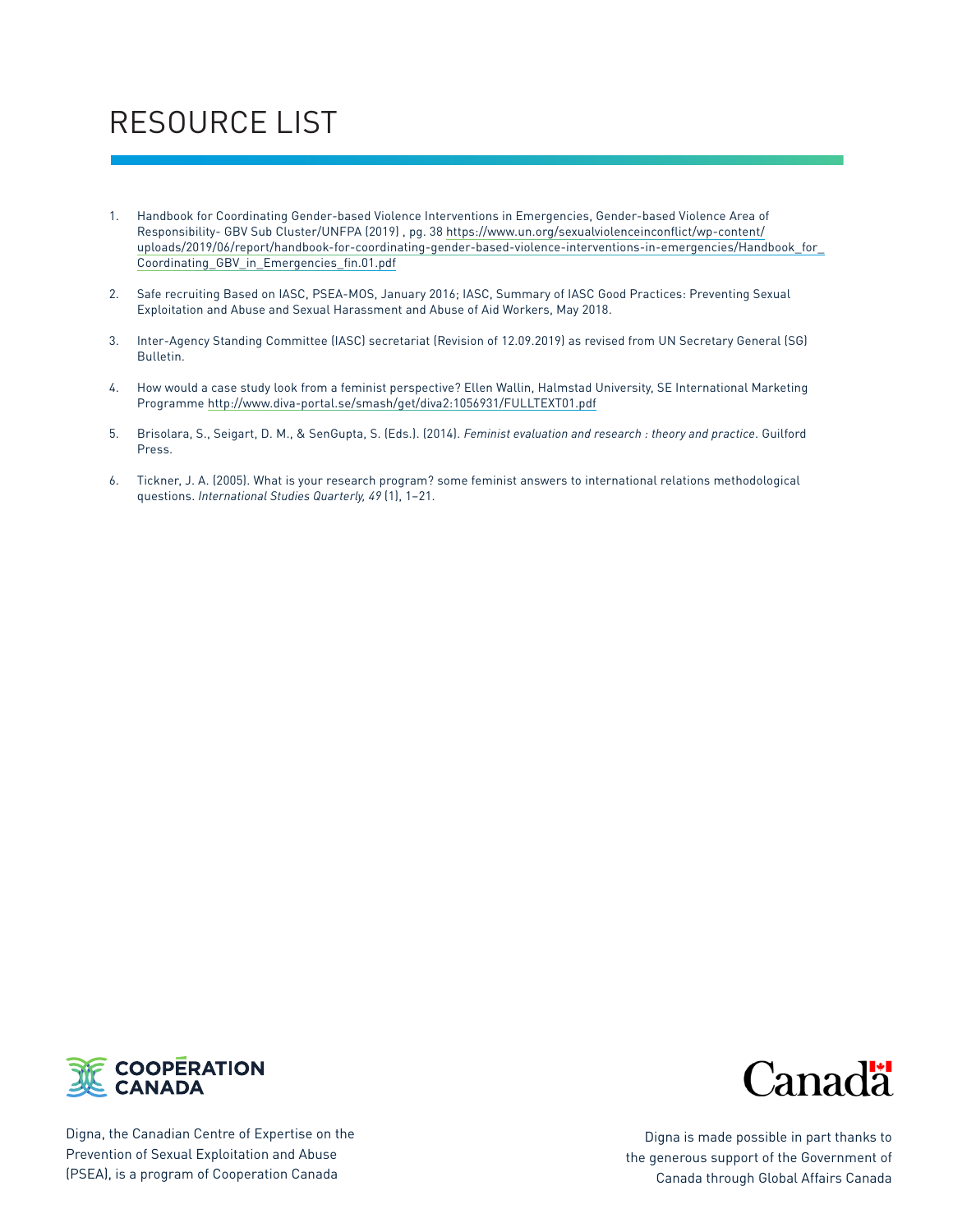# RESOURCE LIST

1. Handbook for Coordinating Gender-based Violence Interventions in Emergencies, Gender-based Violence Area of Responsibility- GBV Sub Cluster/UNFPA (2019) , pg. 38 https://www.un.org/sexualviolenceinconflict/wp-content/uploads/2019/06/report/handbook-for-coordinating-gender-based-violence-interventions-in-emergencies/Handbook_for_Coordinating_GBV_in_Emergencies_fin.01.pdf

2. Safe recruiting Based on IASC, PSEA-MOS, January 2016; IASC, Summary of IASC Good Practices: Preventing Sexual Exploitation and Abuse and Sexual Harassment and Abuse of Aid Workers, May 2018.

3. Inter-Agency Standing Committee (IASC) secretariat (Revision of 12.09.2019) as revised from UN Secretary General (SG) Bulletin.

4. How would a case study look from a feminist perspective? Ellen Wallin, Halmstad University, SE International Marketing Programme http://www.diva-portal.se/smash/get/diva2:1056931/FULLTEXT01.pdf

5. Brisolara, S., Seigart, D. M., & SenGupta, S. (Eds.). (2014). *Feminist evaluation and research : theory and practice*. Guilford Press.

6. Tickner, J. A. (2005). What is your research program? some feminist answers to international relations methodological questions. *International Studies Quarterly, 49* (1), 1–21.

COOPÉRATION CANADA

Digna, the Canadian Centre of Expertise on the Prevention of Sexual Exploitation and Abuse (PSEA), is a program of Cooperation Canada

Canada

Digna is made possible in part thanks to the generous support of the Government of Canada through Global Affairs Canada